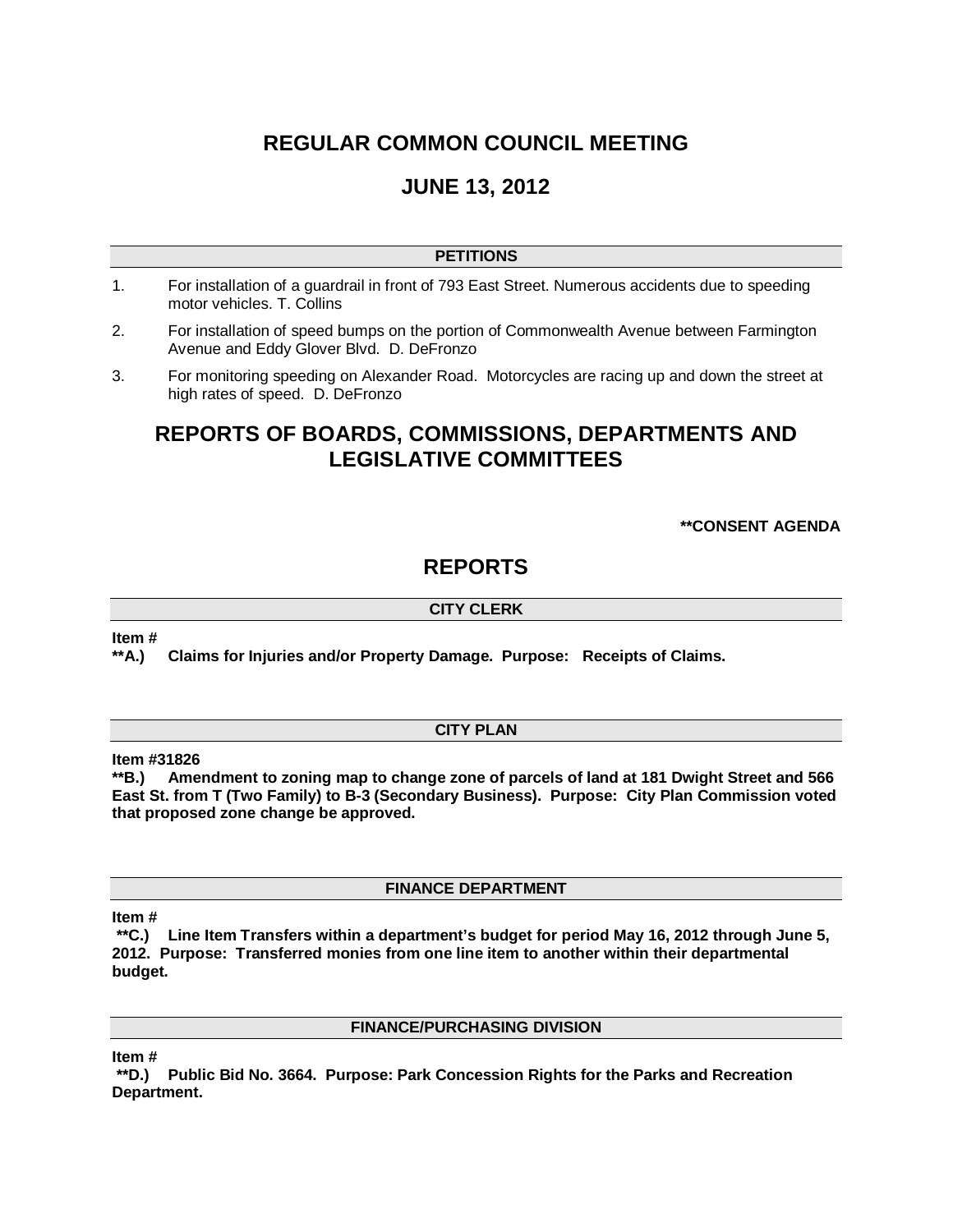# REGULAR COMMON COUNCIL MEETING

# JUNE 13, 2012

### PETITIONS

1. For installation of a guardrail in front of 793 East Street. Numerous accidents due to speeding motor vehicles. T. Collins
2. For installation of speed bumps on the portion of Commonwealth Avenue between Farmington Avenue and Eddy Glover Blvd. D. DeFronzo
3. For monitoring speeding on Alexander Road. Motorcycles are racing up and down the street at high rates of speed. D. DeFronzo

## REPORTS OF BOARDS, COMMISSIONS, DEPARTMENTS AND LEGISLATIVE COMMITTEES

**\*\*CONSENT AGENDA**

## REPORTS

### CITY CLERK

**Item #**
**\*\*A.) Claims for Injuries and/or Property Damage. Purpose: Receipts of Claims.**

### CITY PLAN

**Item #31826**
**\*\*B.) Amendment to zoning map to change zone of parcels of land at 181 Dwight Street and 566 East St. from T (Two Family) to B-3 (Secondary Business). Purpose: City Plan Commission voted that proposed zone change be approved.**

### FINANCE DEPARTMENT

**Item #**
**\*\*C.) Line Item Transfers within a department's budget for period May 16, 2012 through June 5, 2012. Purpose: Transferred monies from one line item to another within their departmental budget.**

### FINANCE/PURCHASING DIVISION

**Item #**
**\*\*D.) Public Bid No. 3664. Purpose: Park Concession Rights for the Parks and Recreation Department.**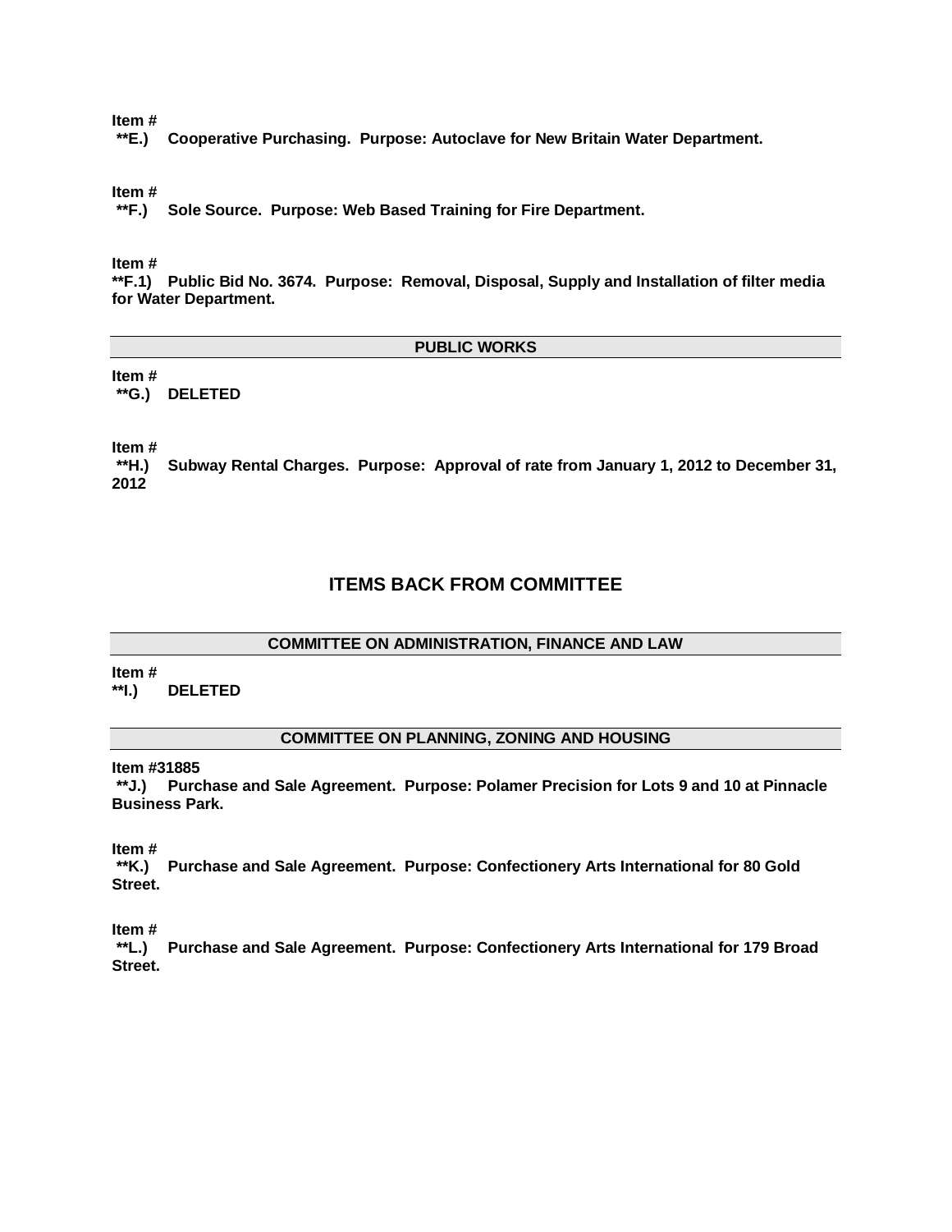**Item #**
**\*\*E.) Cooperative Purchasing. Purpose: Autoclave for New Britain Water Department.**

**Item #**
**\*\*F.) Sole Source. Purpose: Web Based Training for Fire Department.**

**Item #**
**\*\*F.1) Public Bid No. 3674. Purpose: Removal, Disposal, Supply and Installation of filter media for Water Department.**

### PUBLIC WORKS

**Item #**
**\*\*G.) DELETED**

**Item #**
**\*\*H.) Subway Rental Charges. Purpose: Approval of rate from January 1, 2012 to December 31, 2012**

## ITEMS BACK FROM COMMITTEE

### COMMITTEE ON ADMINISTRATION, FINANCE AND LAW

**Item #**
**\*\*I.) DELETED**

### COMMITTEE ON PLANNING, ZONING AND HOUSING

**Item #31885**
**\*\*J.) Purchase and Sale Agreement. Purpose: Polamer Precision for Lots 9 and 10 at Pinnacle Business Park.**

**Item #**
**\*\*K.) Purchase and Sale Agreement. Purpose: Confectionery Arts International for 80 Gold Street.**

**Item #**
**\*\*L.) Purchase and Sale Agreement. Purpose: Confectionery Arts International for 179 Broad Street.**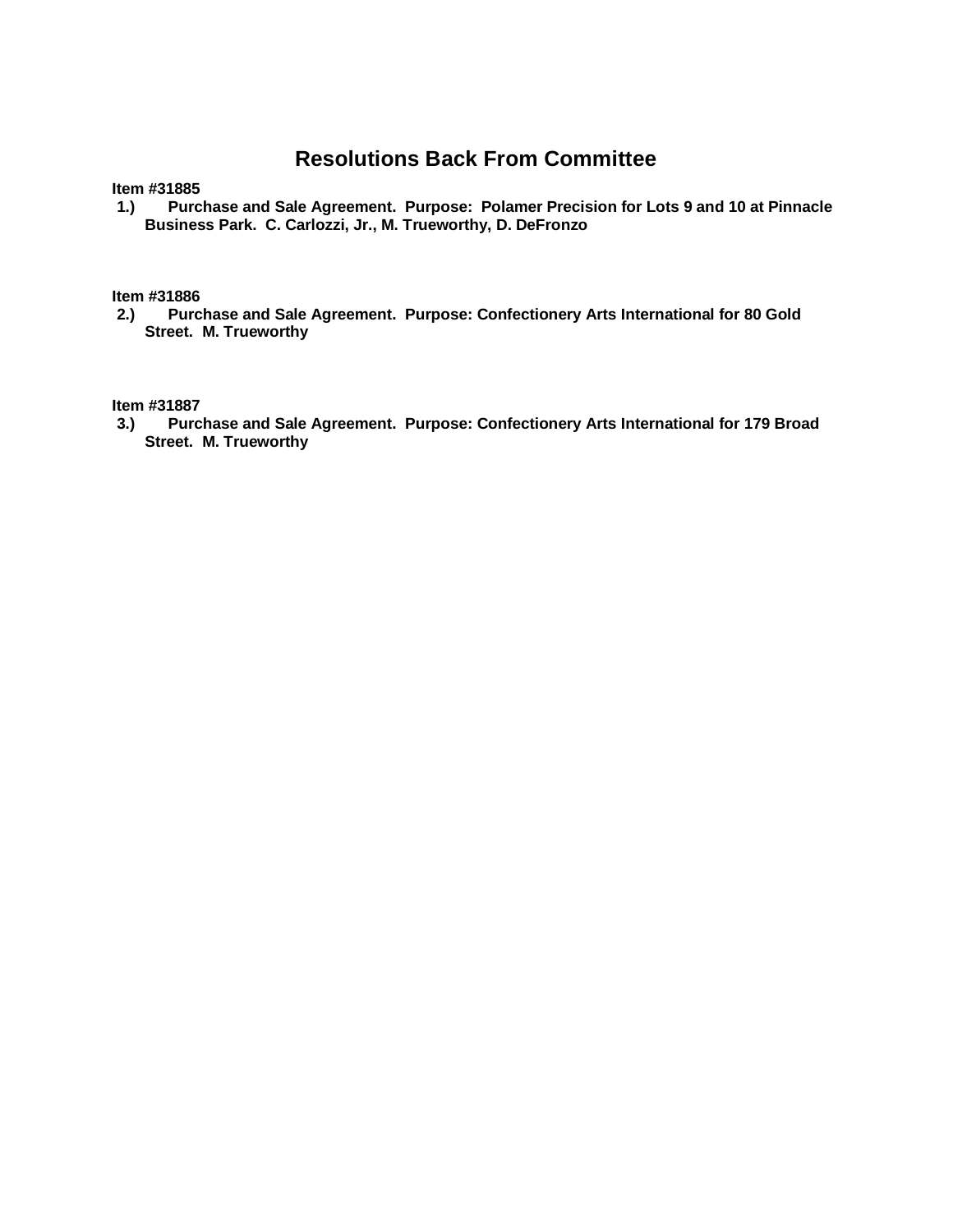# Resolutions Back From Committee

**Item #31885**

**1.) Purchase and Sale Agreement. Purpose: Polamer Precision for Lots 9 and 10 at Pinnacle Business Park. C. Carlozzi, Jr., M. Trueworthy, D. DeFronzo**

**Item #31886**

**2.) Purchase and Sale Agreement. Purpose: Confectionery Arts International for 80 Gold Street. M. Trueworthy**

**Item #31887**

**3.) Purchase and Sale Agreement. Purpose: Confectionery Arts International for 179 Broad Street. M. Trueworthy**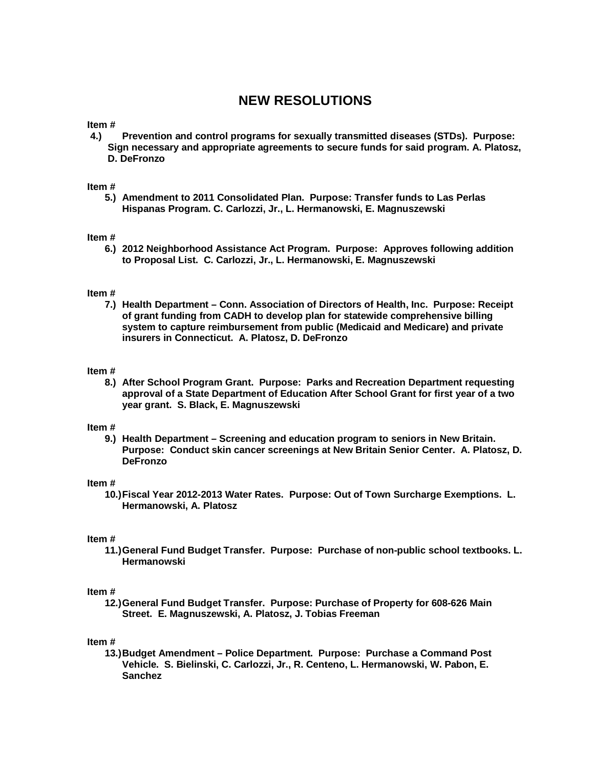# NEW RESOLUTIONS

**Item #**

**4.) Prevention and control programs for sexually transmitted diseases (STDs). Purpose: Sign necessary and appropriate agreements to secure funds for said program. A. Platosz, D. DeFronzo**

**Item #**

**5.) Amendment to 2011 Consolidated Plan. Purpose: Transfer funds to Las Perlas Hispanas Program. C. Carlozzi, Jr., L. Hermanowski, E. Magnuszewski**

**Item #**

**6.) 2012 Neighborhood Assistance Act Program. Purpose: Approves following addition to Proposal List. C. Carlozzi, Jr., L. Hermanowski, E. Magnuszewski**

**Item #**

**7.) Health Department – Conn. Association of Directors of Health, Inc. Purpose: Receipt of grant funding from CADH to develop plan for statewide comprehensive billing system to capture reimbursement from public (Medicaid and Medicare) and private insurers in Connecticut. A. Platosz, D. DeFronzo**

**Item #**

**8.) After School Program Grant. Purpose: Parks and Recreation Department requesting approval of a State Department of Education After School Grant for first year of a two year grant. S. Black, E. Magnuszewski**

**Item #**

**9.) Health Department – Screening and education program to seniors in New Britain. Purpose: Conduct skin cancer screenings at New Britain Senior Center. A. Platosz, D. DeFronzo**

**Item #**

**10.) Fiscal Year 2012-2013 Water Rates. Purpose: Out of Town Surcharge Exemptions. L. Hermanowski, A. Platosz**

**Item #**

**11.) General Fund Budget Transfer. Purpose: Purchase of non-public school textbooks. L. Hermanowski**

**Item #**

**12.) General Fund Budget Transfer. Purpose: Purchase of Property for 608-626 Main Street. E. Magnuszewski, A. Platosz, J. Tobias Freeman**

**Item #**

**13.) Budget Amendment – Police Department. Purpose: Purchase a Command Post Vehicle. S. Bielinski, C. Carlozzi, Jr., R. Centeno, L. Hermanowski, W. Pabon, E. Sanchez**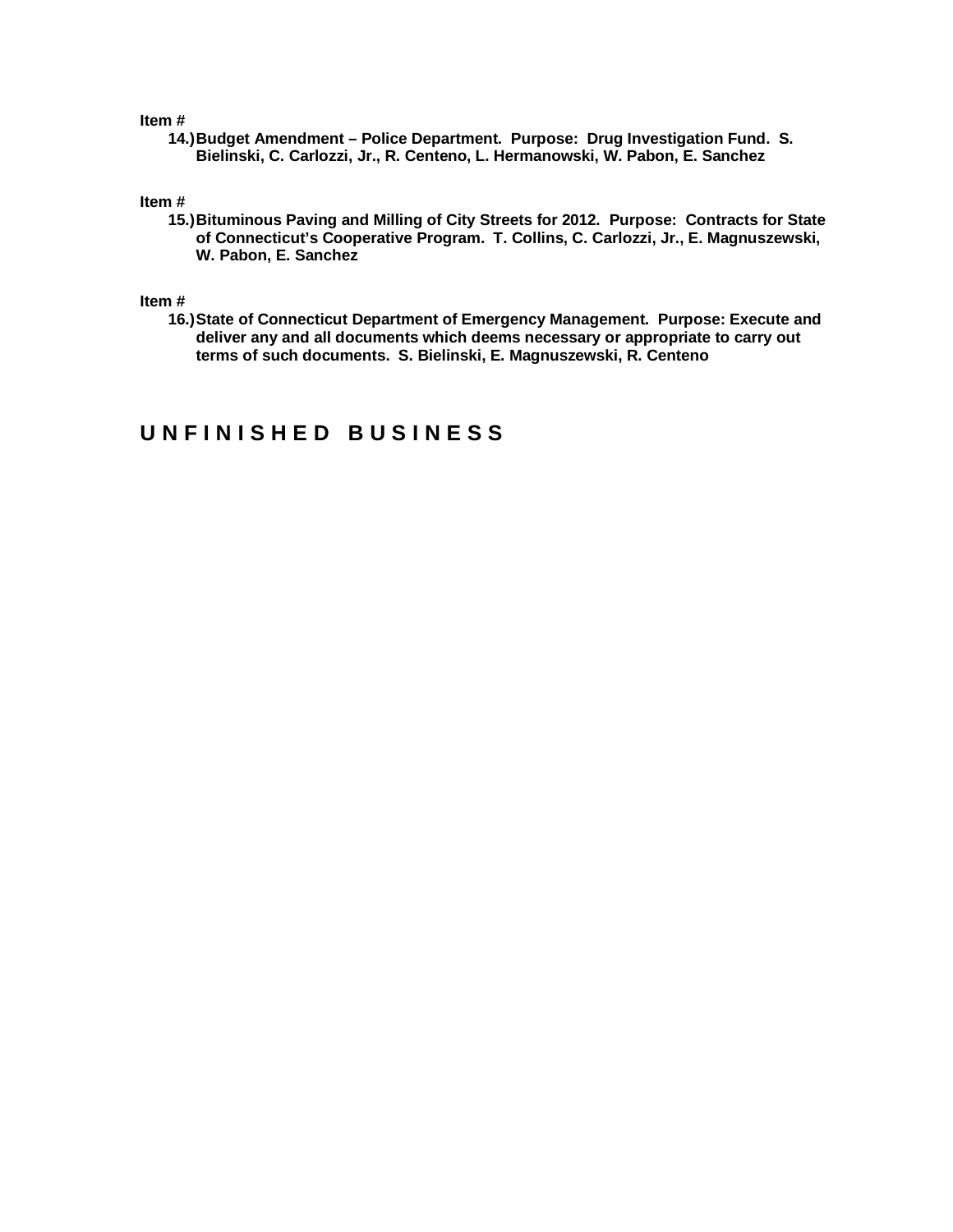**Item #**

**14.) Budget Amendment – Police Department. Purpose: Drug Investigation Fund. S. Bielinski, C. Carlozzi, Jr., R. Centeno, L. Hermanowski, W. Pabon, E. Sanchez**

**Item #**

**15.) Bituminous Paving and Milling of City Streets for 2012. Purpose: Contracts for State of Connecticut's Cooperative Program. T. Collins, C. Carlozzi, Jr., E. Magnuszewski, W. Pabon, E. Sanchez**

**Item #**

**16.) State of Connecticut Department of Emergency Management. Purpose: Execute and deliver any and all documents which deems necessary or appropriate to carry out terms of such documents. S. Bielinski, E. Magnuszewski, R. Centeno**

## U N F I N I S H E D   B U S I N E S S